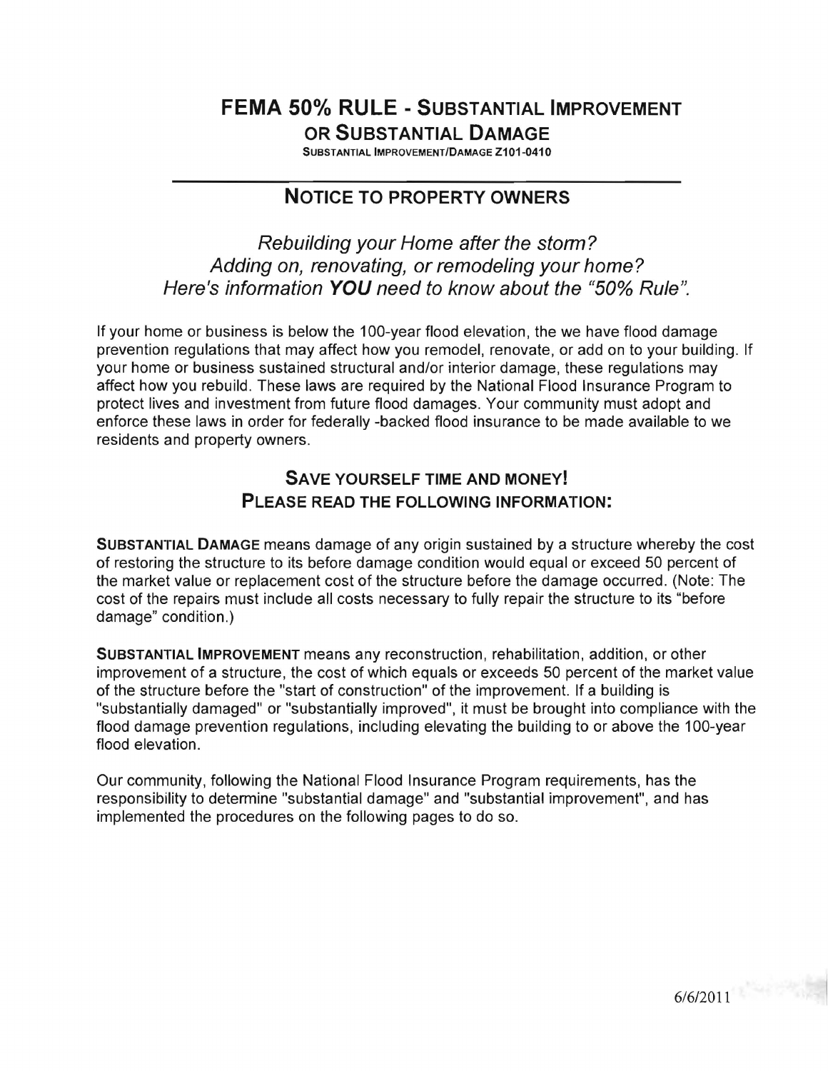# FEMA 50% RULE - SUBSTANTIAL IMPROVEMENT OR SUBSTANTIAL DAMAGE

SUBSTANTIAL IMPROVEMENT/DAMAGE Z101-0410

## NOTICE TO PROPERTY OWNERS

*Rebuilding your Home after the storm?*
*Adding on, renovating, or remodeling your home?*
*Here's information **YOU** need to know about the "50% Rule".*

If your home or business is below the 100-year flood elevation, the we have flood damage prevention regulations that may affect how you remodel, renovate, or add on to your building. If your home or business sustained structural and/or interior damage, these regulations may affect how you rebuild. These laws are required by the National Flood Insurance Program to protect lives and investment from future flood damages. Your community must adopt and enforce these laws in order for federally -backed flood insurance to be made available to we residents and property owners.

## SAVE YOURSELF TIME AND MONEY!
## PLEASE READ THE FOLLOWING INFORMATION:

**SUBSTANTIAL DAMAGE** means damage of any origin sustained by a structure whereby the cost of restoring the structure to its before damage condition would equal or exceed 50 percent of the market value or replacement cost of the structure before the damage occurred. (Note: The cost of the repairs must include all costs necessary to fully repair the structure to its "before damage" condition.)

**SUBSTANTIAL IMPROVEMENT** means any reconstruction, rehabilitation, addition, or other improvement of a structure, the cost of which equals or exceeds 50 percent of the market value of the structure before the "start of construction" of the improvement. If a building is "substantially damaged" or "substantially improved", it must be brought into compliance with the flood damage prevention regulations, including elevating the building to or above the 100-year flood elevation.

Our community, following the National Flood Insurance Program requirements, has the responsibility to determine "substantial damage" and "substantial improvement", and has implemented the procedures on the following pages to do so.

6/6/2011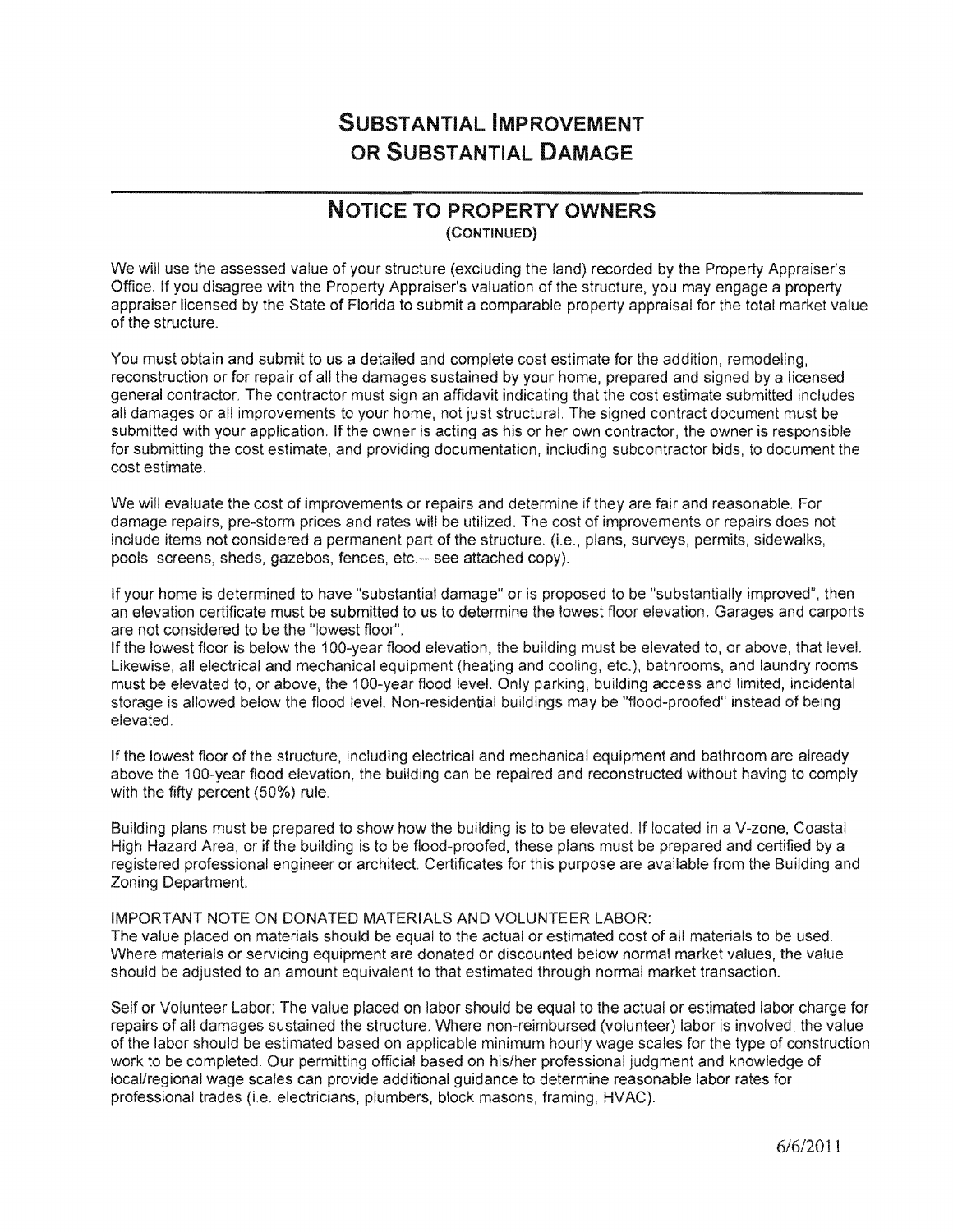# Substantial Improvement or Substantial Damage

## Notice to Property Owners
(Continued)

We will use the assessed value of your structure (excluding the land) recorded by the Property Appraiser's Office. If you disagree with the Property Appraiser's valuation of the structure, you may engage a property appraiser licensed by the State of Florida to submit a comparable property appraisal for the total market value of the structure.

You must obtain and submit to us a detailed and complete cost estimate for the addition, remodeling, reconstruction or for repair of all the damages sustained by your home, prepared and signed by a licensed general contractor. The contractor must sign an affidavit indicating that the cost estimate submitted includes all damages or all improvements to your home, not just structural. The signed contract document must be submitted with your application. If the owner is acting as his or her own contractor, the owner is responsible for submitting the cost estimate, and providing documentation, including subcontractor bids, to document the cost estimate.

We will evaluate the cost of improvements or repairs and determine if they are fair and reasonable. For damage repairs, pre-storm prices and rates will be utilized. The cost of improvements or repairs does not include items not considered a permanent part of the structure. (i.e., plans, surveys, permits, sidewalks, pools, screens, sheds, gazebos, fences, etc.-- see attached copy).

If your home is determined to have "substantial damage" or is proposed to be "substantially improved", then an elevation certificate must be submitted to us to determine the lowest floor elevation. Garages and carports are not considered to be the "lowest floor".
If the lowest floor is below the 100-year flood elevation, the building must be elevated to, or above, that level. Likewise, all electrical and mechanical equipment (heating and cooling, etc.), bathrooms, and laundry rooms must be elevated to, or above, the 100-year flood level. Only parking, building access and limited, incidental storage is allowed below the flood level. Non-residential buildings may be "flood-proofed" instead of being elevated.

If the lowest floor of the structure, including electrical and mechanical equipment and bathroom are already above the 100-year flood elevation, the building can be repaired and reconstructed without having to comply with the fifty percent (50%) rule.

Building plans must be prepared to show how the building is to be elevated. If located in a V-zone, Coastal High Hazard Area, or if the building is to be flood-proofed, these plans must be prepared and certified by a registered professional engineer or architect. Certificates for this purpose are available from the Building and Zoning Department.

IMPORTANT NOTE ON DONATED MATERIALS AND VOLUNTEER LABOR:
The value placed on materials should be equal to the actual or estimated cost of all materials to be used. Where materials or servicing equipment are donated or discounted below normal market values, the value should be adjusted to an amount equivalent to that estimated through normal market transaction.

Self or Volunteer Labor: The value placed on labor should be equal to the actual or estimated labor charge for repairs of all damages sustained the structure. Where non-reimbursed (volunteer) labor is involved, the value of the labor should be estimated based on applicable minimum hourly wage scales for the type of construction work to be completed. Our permitting official based on his/her professional judgment and knowledge of local/regional wage scales can provide additional guidance to determine reasonable labor rates for professional trades (i.e. electricians, plumbers, block masons, framing, HVAC).

6/6/2011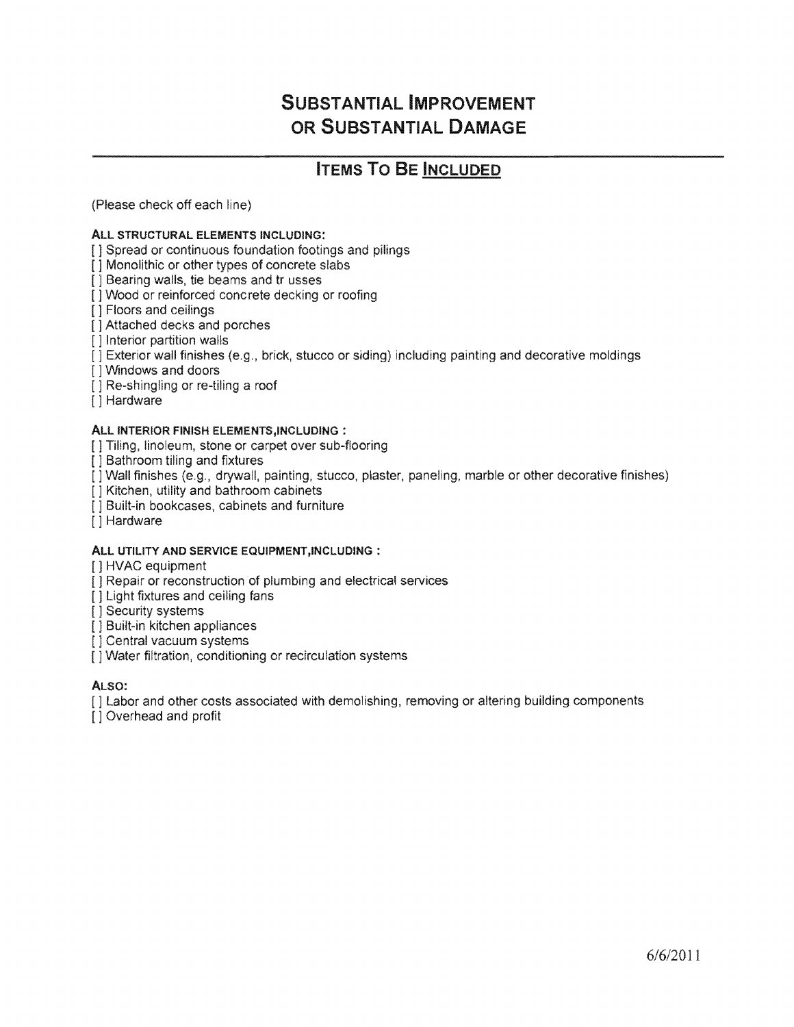# Substantial Improvement or Substantial Damage

## Items To Be Included

(Please check off each line)

**ALL STRUCTURAL ELEMENTS INCLUDING:**

[ ] Spread or continuous foundation footings and pilings
[ ] Monolithic or other types of concrete slabs
[ ] Bearing walls, tie beams and tr usses
[ ] Wood or reinforced concrete decking or roofing
[ ] Floors and ceilings
[ ] Attached decks and porches
[ ] Interior partition walls
[ ] Exterior wall finishes (e.g., brick, stucco or siding) including painting and decorative moldings
[ ] Windows and doors
[ ] Re-shingling or re-tiling a roof
[ ] Hardware

**ALL INTERIOR FINISH ELEMENTS,INCLUDING :**

[ ] Tiling, linoleum, stone or carpet over sub-flooring
[ ] Bathroom tiling and fixtures
[ ] Wall finishes (e.g., drywall, painting, stucco, plaster, paneling, marble or other decorative finishes)
[ ] Kitchen, utility and bathroom cabinets
[ ] Built-in bookcases, cabinets and furniture
[ ] Hardware

**ALL UTILITY AND SERVICE EQUIPMENT,INCLUDING :**

[ ] HVAC equipment
[ ] Repair or reconstruction of plumbing and electrical services
[ ] Light fixtures and ceiling fans
[ ] Security systems
[ ] Built-in kitchen appliances
[ ] Central vacuum systems
[ ] Water filtration, conditioning or recirculation systems

**ALSO:**

[ ] Labor and other costs associated with demolishing, removing or altering building components
[ ] Overhead and profit

6/6/2011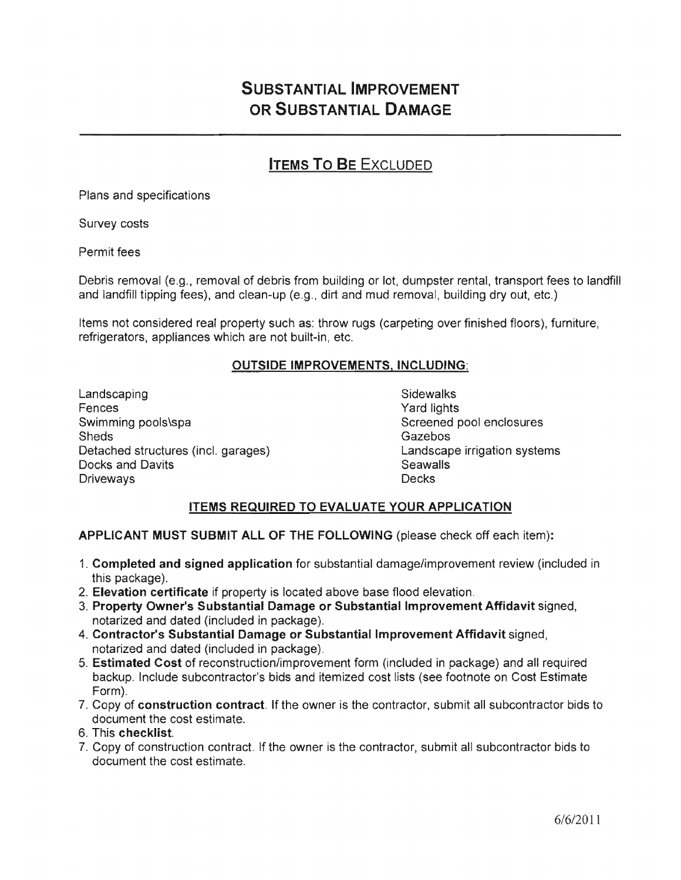# Substantial Improvement or Substantial Damage

## Items To Be Excluded

Plans and specifications

Survey costs

Permit fees

Debris removal (e.g., removal of debris from building or lot, dumpster rental, transport fees to landfill and landfill tipping fees), and clean-up (e.g., dirt and mud removal, building dry out, etc.)

Items not considered real property such as: throw rugs (carpeting over finished floors), furniture, refrigerators, appliances which are not built-in, etc.

### OUTSIDE IMPROVEMENTS, INCLUDING:

Landscaping
Fences
Swimming pools\spa
Sheds
Detached structures (incl. garages)
Docks and Davits
Driveways
Sidewalks
Yard lights
Screened pool enclosures
Gazebos
Landscape irrigation systems
Seawalls
Decks

### ITEMS REQUIRED TO EVALUATE YOUR APPLICATION

**APPLICANT MUST SUBMIT ALL OF THE FOLLOWING** (please check off each item)**:**

1. **Completed and signed application** for substantial damage/improvement review (included in this package).
2. **Elevation certificate** if property is located above base flood elevation.
3. **Property Owner's Substantial Damage or Substantial Improvement Affidavit** signed, notarized and dated (included in package).
4. **Contractor's Substantial Damage or Substantial Improvement Affidavit** signed, notarized and dated (included in package).
5. **Estimated Cost** of reconstruction/improvement form (included in package) and all required backup. Include subcontractor's bids and itemized cost lists (see footnote on Cost Estimate Form).

7\. Copy of **construction contract**. If the owner is the contractor, submit all subcontractor bids to document the cost estimate.

6\. This **checklist**.

7\. Copy of construction contract. If the owner is the contractor, submit all subcontractor bids to document the cost estimate.

6/6/2011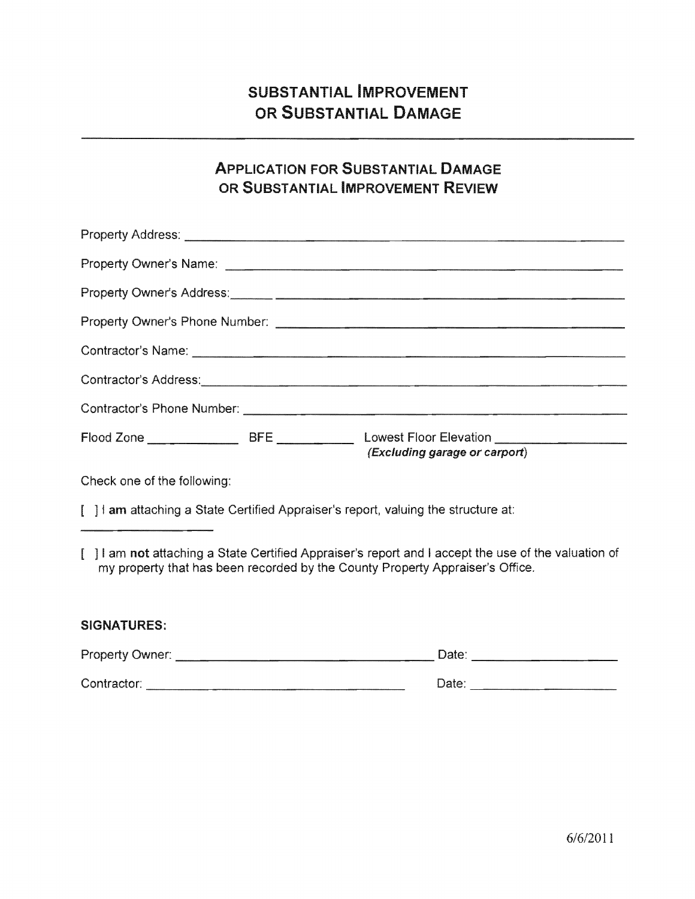# SUBSTANTIAL IMPROVEMENT OR SUBSTANTIAL DAMAGE

## APPLICATION FOR SUBSTANTIAL DAMAGE OR SUBSTANTIAL IMPROVEMENT REVIEW

Property Address: ______________________________________________

Property Owner's Name: ______________________________________________

Property Owner's Address: ______________________________________________

Property Owner's Phone Number: ______________________________________________

Contractor's Name: ______________________________________________

Contractor's Address: ______________________________________________

Contractor's Phone Number: ______________________________________________

Flood Zone ____________ BFE ___________ Lowest Floor Elevation ________________
*(Excluding garage or carport)*

Check one of the following:

[ ] I **am** attaching a State Certified Appraiser's report, valuing the structure at:
__________________

[ ] I am **not** attaching a State Certified Appraiser's report and I accept the use of the valuation of my property that has been recorded by the County Property Appraiser's Office.

**SIGNATURES:**

Property Owner: ______________________________ Date: ________________

Contractor: ______________________________ Date: ________________

6/6/2011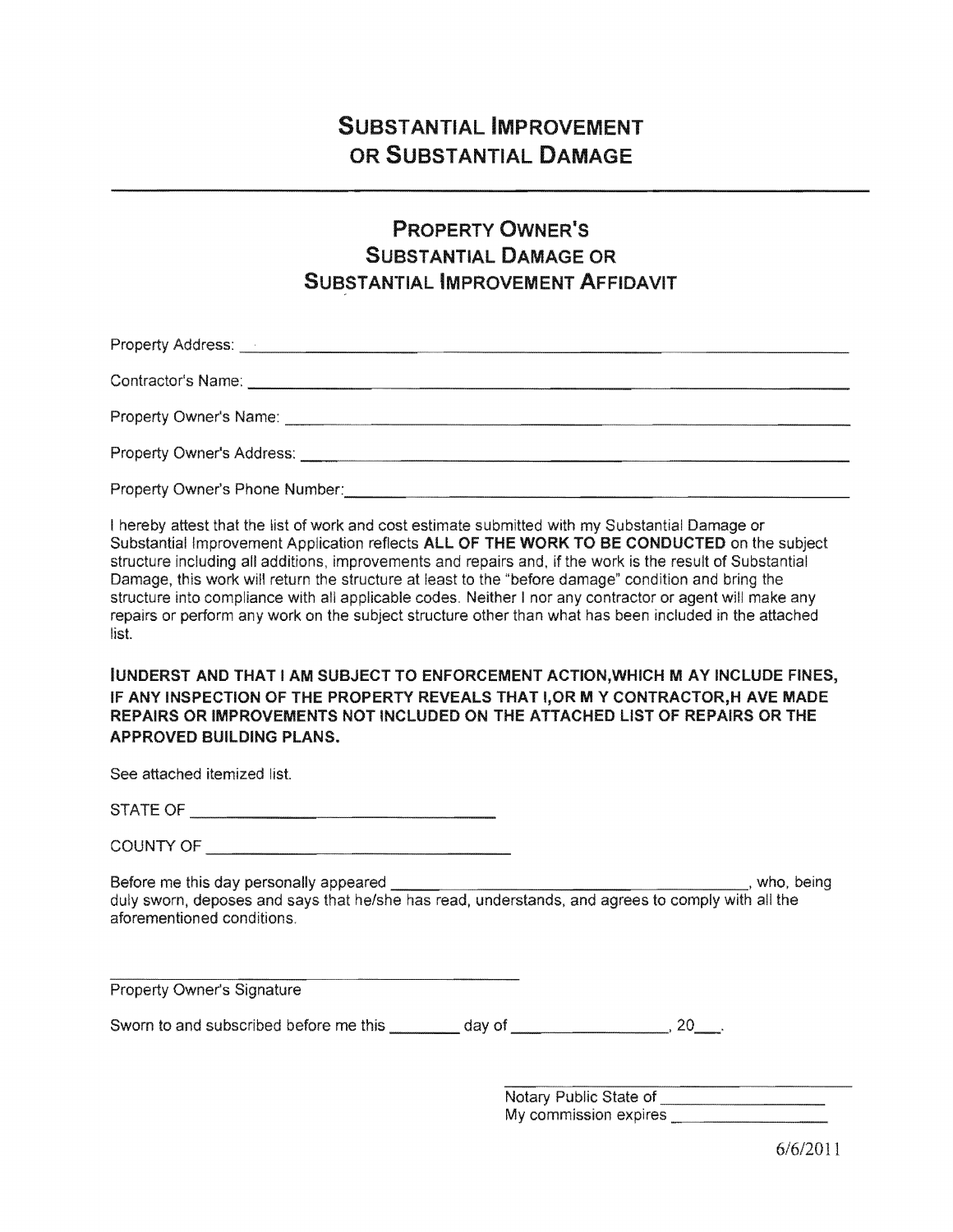# SUBSTANTIAL IMPROVEMENT OR SUBSTANTIAL DAMAGE

## PROPERTY OWNER'S SUBSTANTIAL DAMAGE OR SUBSTANTIAL IMPROVEMENT AFFIDAVIT

Property Address: ____________________________________________

Contractor's Name: ____________________________________________

Property Owner's Name: ____________________________________________

Property Owner's Address: ____________________________________________

Property Owner's Phone Number: ____________________________________________

I hereby attest that the list of work and cost estimate submitted with my Substantial Damage or Substantial Improvement Application reflects **ALL OF THE WORK TO BE CONDUCTED** on the subject structure including all additions, improvements and repairs and, if the work is the result of Substantial Damage, this work will return the structure at least to the "before damage" condition and bring the structure into compliance with all applicable codes. Neither I nor any contractor or agent will make any repairs or perform any work on the subject structure other than what has been included in the attached list.

**IUNDERST AND THAT I AM SUBJECT TO ENFORCEMENT ACTION,WHICH M AY INCLUDE FINES, IF ANY INSPECTION OF THE PROPERTY REVEALS THAT I,OR M Y CONTRACTOR,H AVE MADE REPAIRS OR IMPROVEMENTS NOT INCLUDED ON THE ATTACHED LIST OF REPAIRS OR THE APPROVED BUILDING PLANS.**

See attached itemized list.

STATE OF ______________________________

COUNTY OF ______________________________

Before me this day personally appeared ______________________________, who, being duly sworn, deposes and says that he/she has read, understands, and agrees to comply with all the aforementioned conditions.

______________________________
Property Owner's Signature

Sworn to and subscribed before me this ________ day of ________________, 20___.

______________________________
Notary Public State of ________________
My commission expires ________________

6/6/2011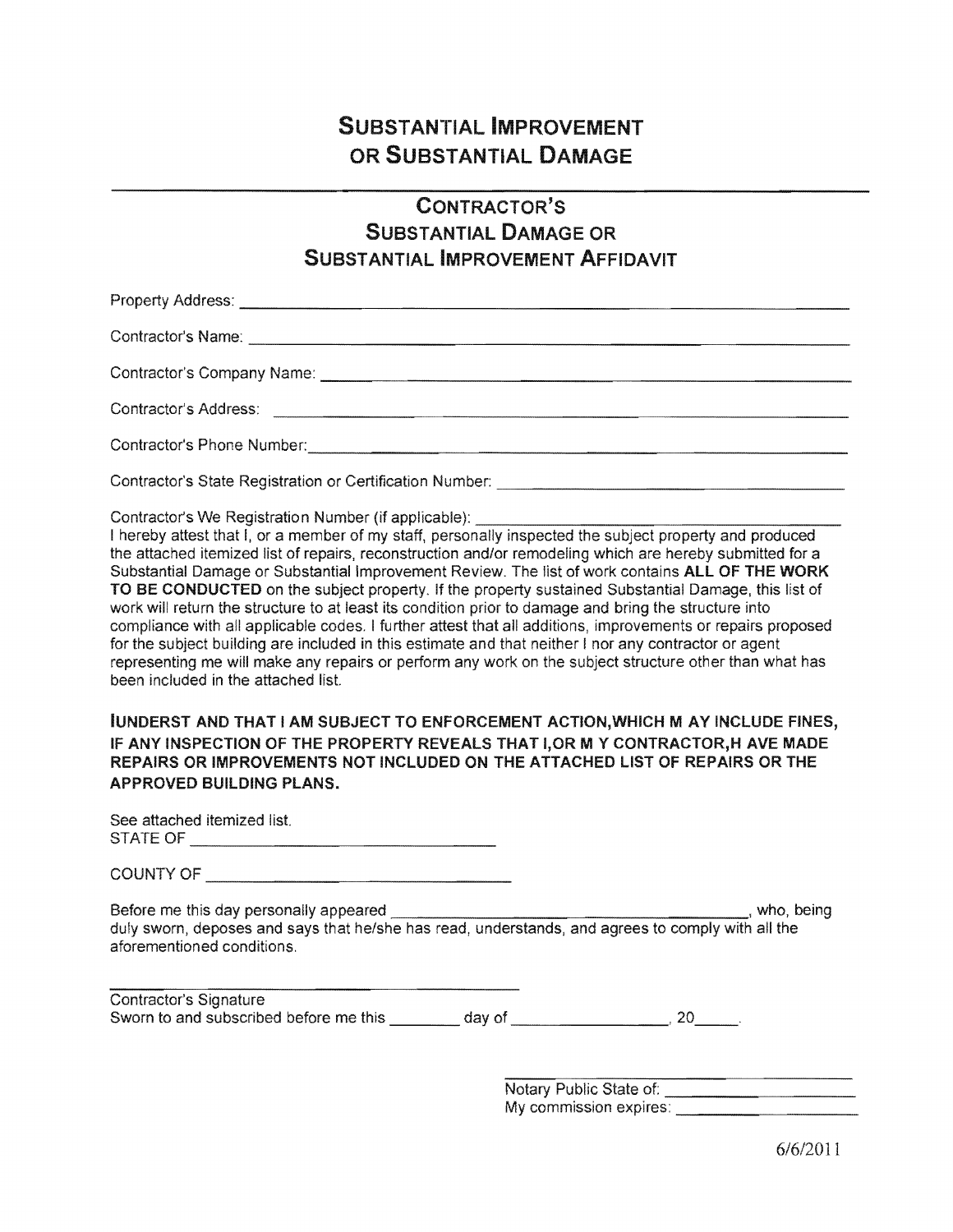# SUBSTANTIAL IMPROVEMENT OR SUBSTANTIAL DAMAGE

## CONTRACTOR'S SUBSTANTIAL DAMAGE OR SUBSTANTIAL IMPROVEMENT AFFIDAVIT

Property Address: ______________________________________________________________

Contractor's Name: ______________________________________________________________

Contractor's Company Name: ______________________________________________________

Contractor's Address: ___________________________________________________________

Contractor's Phone Number: ______________________________________________________

Contractor's State Registration or Certification Number: _________________________________

Contractor's We Registration Number (if applicable): ____________________________________

I hereby attest that I, or a member of my staff, personally inspected the subject property and produced the attached itemized list of repairs, reconstruction and/or remodeling which are hereby submitted for a Substantial Damage or Substantial Improvement Review. The list of work contains **ALL OF THE WORK TO BE CONDUCTED** on the subject property. If the property sustained Substantial Damage, this list of work will return the structure to at least its condition prior to damage and bring the structure into compliance with all applicable codes. I further attest that all additions, improvements or repairs proposed for the subject building are included in this estimate and that neither I nor any contractor or agent representing me will make any repairs or perform any work on the subject structure other than what has been included in the attached list.

**IUNDERST AND THAT I AM SUBJECT TO ENFORCEMENT ACTION,WHICH M AY INCLUDE FINES, IF ANY INSPECTION OF THE PROPERTY REVEALS THAT I,OR M Y CONTRACTOR,H AVE MADE REPAIRS OR IMPROVEMENTS NOT INCLUDED ON THE ATTACHED LIST OF REPAIRS OR THE APPROVED BUILDING PLANS.**

See attached itemized list.

STATE OF ______________________________

COUNTY OF ____________________________

Before me this day personally appeared ____________________________________________, who, being duly sworn, deposes and says that he/she has read, understands, and agrees to comply with all the aforementioned conditions.

______________________________________

Contractor's Signature

Sworn to and subscribed before me this ________ day of _________________, 20_____.

______________________________________

Notary Public State of: ____________________

My commission expires: ____________________

6/6/2011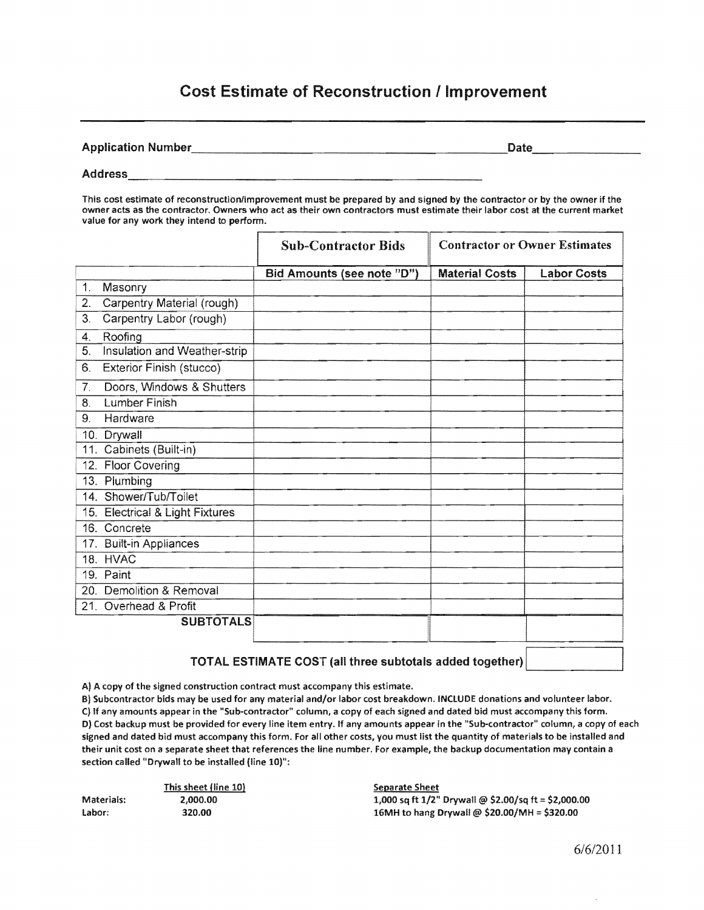# Cost Estimate of Reconstruction / Improvement

**Application Number**\_\_\_\_\_\_\_\_\_\_\_\_\_\_\_\_\_\_\_\_\_\_\_\_\_\_\_\_\_\_\_\_\_\_\_\_\_\_\_\_ **Date**\_\_\_\_\_\_\_\_\_\_\_\_\_\_

**Address**\_\_\_\_\_\_\_\_\_\_\_\_\_\_\_\_\_\_\_\_\_\_\_\_\_\_\_\_\_\_\_\_\_\_\_\_\_\_\_\_\_\_\_\_\_\_\_\_

**This cost estimate of reconstruction/improvement must be prepared by and signed by the contractor or by the owner if the owner acts as the contractor. Owners who act as their own contractors must estimate their labor cost at the current market value for any work they intend to perform.**

| | Sub-Contractor Bids | Contractor or Owner Estimates | |
|---|---|---|---|
| | **Bid Amounts (see note "D")** | **Material Costs** | **Labor Costs** |
| 1. Masonry | | | |
| 2. Carpentry Material (rough) | | | |
| 3. Carpentry Labor (rough) | | | |
| 4. Roofing | | | |
| 5. Insulation and Weather-strip | | | |
| 6. Exterior Finish (stucco) | | | |
| 7. Doors, Windows & Shutters | | | |
| 8. Lumber Finish | | | |
| 9. Hardware | | | |
| 10. Drywall | | | |
| 11. Cabinets (Built-in) | | | |
| 12. Floor Covering | | | |
| 13. Plumbing | | | |
| 14. Shower/Tub/Toilet | | | |
| 15. Electrical & Light Fixtures | | | |
| 16. Concrete | | | |
| 17. Built-in Appliances | | | |
| 18. HVAC | | | |
| 19. Paint | | | |
| 20. Demolition & Removal | | | |
| 21. Overhead & Profit | | | |
| **SUBTOTALS** | | | |

**TOTAL ESTIMATE COST (all three subtotals added together)** \_\_\_\_\_\_\_\_\_\_\_\_

**A) A copy of the signed construction contract must accompany this estimate.**

**B) Subcontractor bids may be used for any material and/or labor cost breakdown. INCLUDE donations and volunteer labor.**

**C) If any amounts appear in the "Sub-contractor" column, a copy of each signed and dated bid must accompany this form.**

**D) Cost backup must be provided for every line item entry. If any amounts appear in the "Sub-contractor" column, a copy of each signed and dated bid must accompany this form. For all other costs, you must list the quantity of materials to be installed and their unit cost on a separate sheet that references the line number. For example, the backup documentation may contain a section called "Drywall to be installed (line 10)":**

| | This sheet (line 10) | Separate Sheet |
|---|---|---|
| **Materials:** | **2,000.00** | **1,000 sq ft 1/2" Drywall @ $2.00/sq ft = $2,000.00** |
| **Labor:** | **320.00** | **16MH to hang Drywall @ $20.00/MH = $320.00** |

6/6/2011